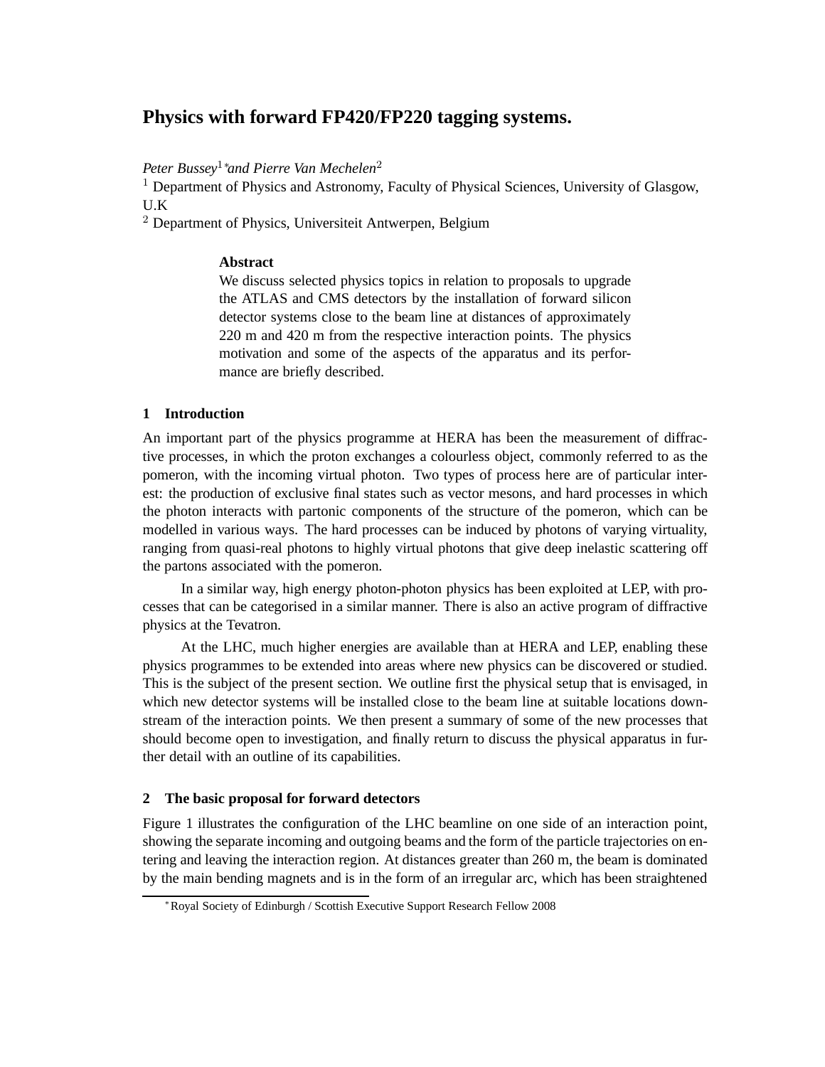# Physics with forward FP420/FP220 tagging systems.

*Peter Bussey*[1]* *and Pierre Van Mechelen*[2]

[1] Department of Physics and Astronomy, Faculty of Physical Sciences, University of Glasgow, U.K

[2] Department of Physics, Universiteit Antwerpen, Belgium

**Abstract**

We discuss selected physics topics in relation to proposals to upgrade the ATLAS and CMS detectors by the installation of forward silicon detector systems close to the beam line at distances of approximately 220 m and 420 m from the respective interaction points. The physics motivation and some of the aspects of the apparatus and its performance are briefly described.

## 1 Introduction

An important part of the physics programme at HERA has been the measurement of diffractive processes, in which the proton exchanges a colourless object, commonly referred to as the pomeron, with the incoming virtual photon. Two types of process here are of particular interest: the production of exclusive final states such as vector mesons, and hard processes in which the photon interacts with partonic components of the structure of the pomeron, which can be modelled in various ways. The hard processes can be induced by photons of varying virtuality, ranging from quasi-real photons to highly virtual photons that give deep inelastic scattering off the partons associated with the pomeron.

In a similar way, high energy photon-photon physics has been exploited at LEP, with processes that can be categorised in a similar manner. There is also an active program of diffractive physics at the Tevatron.

At the LHC, much higher energies are available than at HERA and LEP, enabling these physics programmes to be extended into areas where new physics can be discovered or studied. This is the subject of the present section. We outline first the physical setup that is envisaged, in which new detector systems will be installed close to the beam line at suitable locations downstream of the interaction points. We then present a summary of some of the new processes that should become open to investigation, and finally return to discuss the physical apparatus in further detail with an outline of its capabilities.

## 2 The basic proposal for forward detectors

Figure 1 illustrates the configuration of the LHC beamline on one side of an interaction point, showing the separate incoming and outgoing beams and the form of the particle trajectories on entering and leaving the interaction region. At distances greater than 260 m, the beam is dominated by the main bending magnets and is in the form of an irregular arc, which has been straightened

*Royal Society of Edinburgh / Scottish Executive Support Research Fellow 2008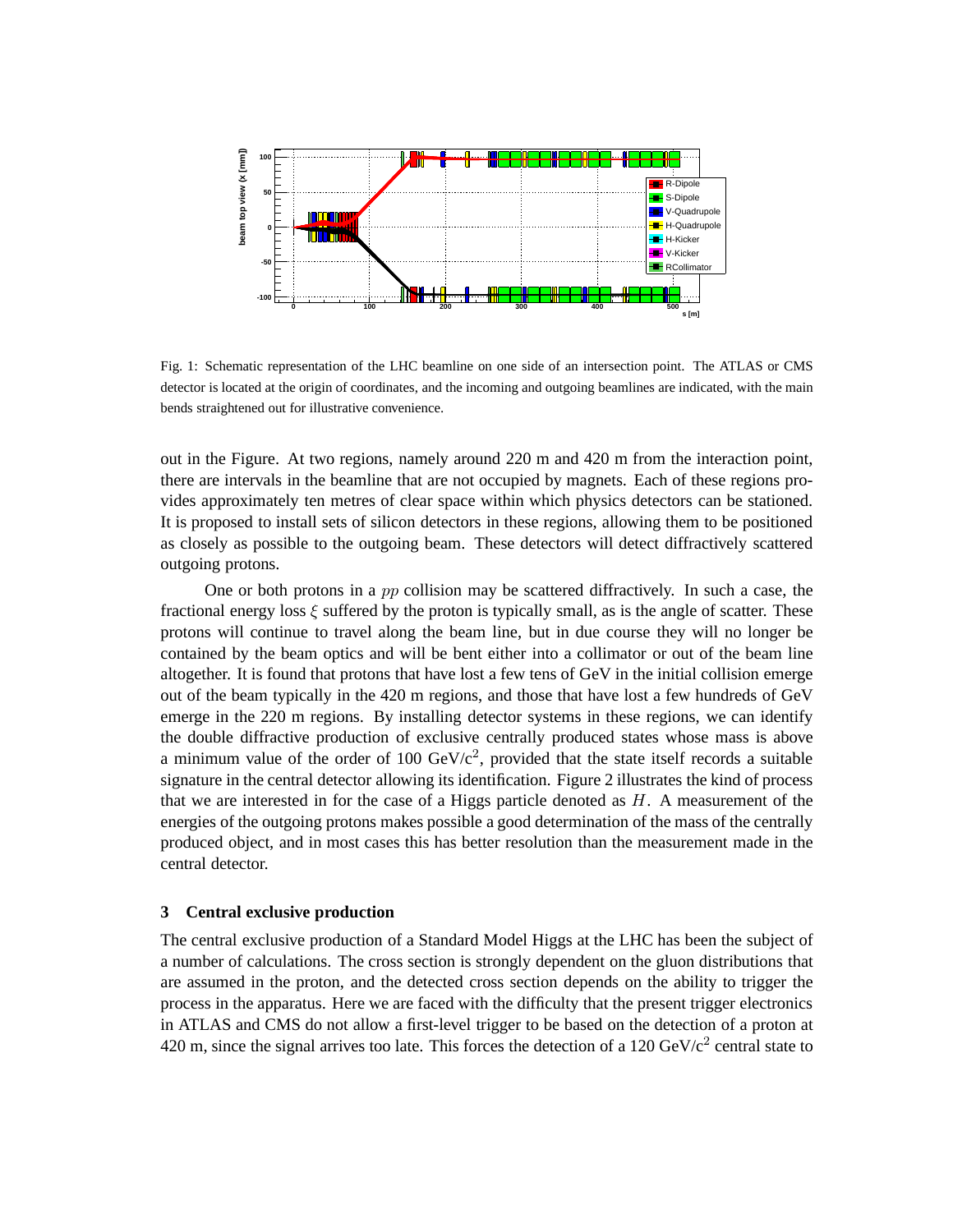Fig. 1: Schematic representation of the LHC beamline on one side of an intersection point. The ATLAS or CMS detector is located at the origin of coordinates, and the incoming and outgoing beamlines are indicated, with the main bends straightened out for illustrative convenience.

out in the Figure. At two regions, namely around 220 m and 420 m from the interaction point, there are intervals in the beamline that are not occupied by magnets. Each of these regions provides approximately ten metres of clear space within which physics detectors can be stationed. It is proposed to install sets of silicon detectors in these regions, allowing them to be positioned as closely as possible to the outgoing beam. These detectors will detect diffractively scattered outgoing protons.

One or both protons in a $pp$ collision may be scattered diffractively. In such a case, the fractional energy loss $\xi$ suffered by the proton is typically small, as is the angle of scatter. These protons will continue to travel along the beam line, but in due course they will no longer be contained by the beam optics and will be bent either into a collimator or out of the beam line altogether. It is found that protons that have lost a few tens of GeV in the initial collision emerge out of the beam typically in the 420 m regions, and those that have lost a few hundreds of GeV emerge in the 220 m regions. By installing detector systems in these regions, we can identify the double diffractive production of exclusive centrally produced states whose mass is above a minimum value of the order of 100 GeV/c$^2$, provided that the state itself records a suitable signature in the central detector allowing its identification. Figure 2 illustrates the kind of process that we are interested in for the case of a Higgs particle denoted as $H$. A measurement of the energies of the outgoing protons makes possible a good determination of the mass of the centrally produced object, and in most cases this has better resolution than the measurement made in the central detector.

## 3 Central exclusive production

The central exclusive production of a Standard Model Higgs at the LHC has been the subject of a number of calculations. The cross section is strongly dependent on the gluon distributions that are assumed in the proton, and the detected cross section depends on the ability to trigger the process in the apparatus. Here we are faced with the difficulty that the present trigger electronics in ATLAS and CMS do not allow a first-level trigger to be based on the detection of a proton at 420 m, since the signal arrives too late. This forces the detection of a 120 GeV/c$^2$ central state to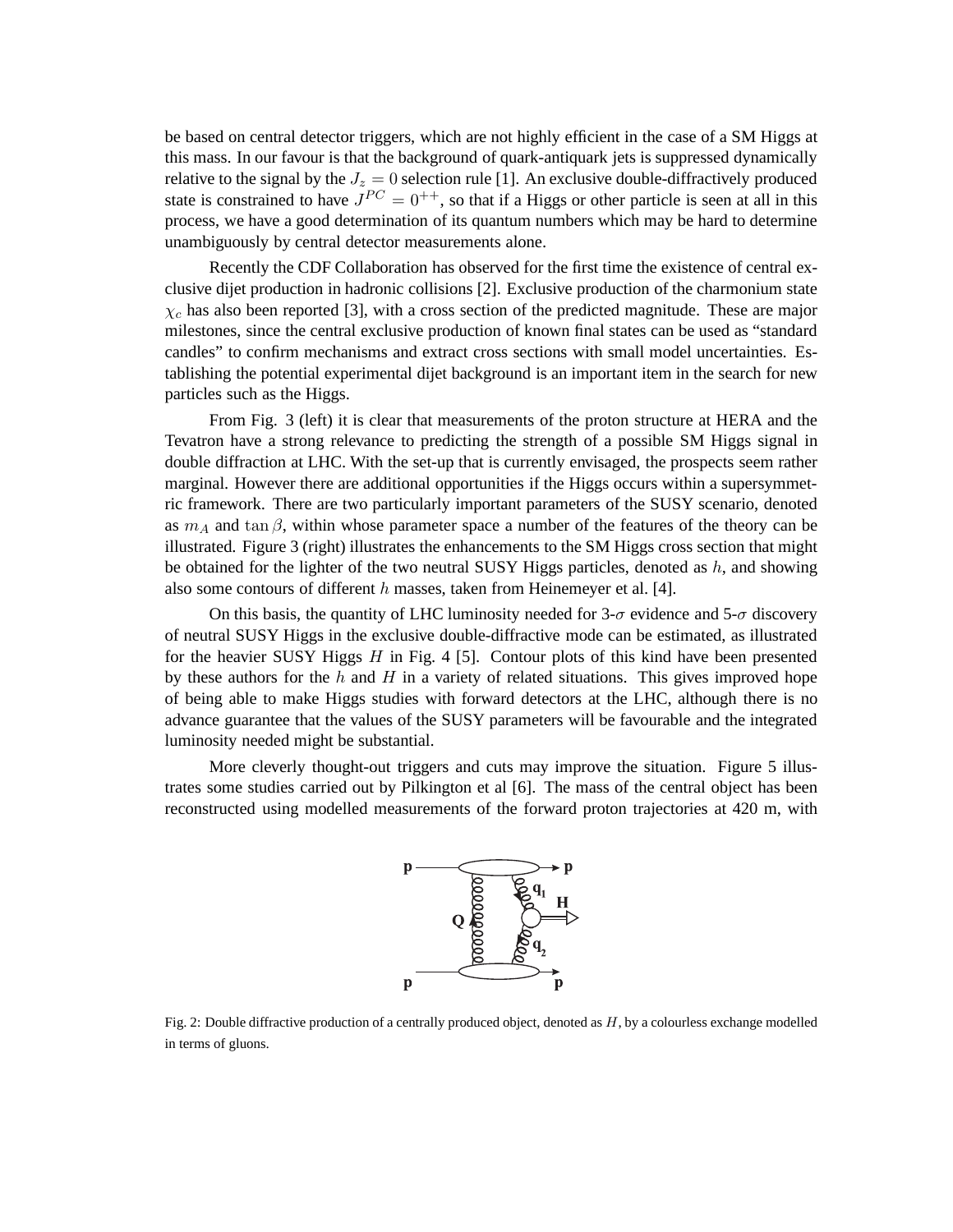be based on central detector triggers, which are not highly efficient in the case of a SM Higgs at this mass. In our favour is that the background of quark-antiquark jets is suppressed dynamically relative to the signal by the $J_z = 0$ selection rule [1]. An exclusive double-diffractively produced state is constrained to have $J^{PC} = 0^{++}$, so that if a Higgs or other particle is seen at all in this process, we have a good determination of its quantum numbers which may be hard to determine unambiguously by central detector measurements alone.

Recently the CDF Collaboration has observed for the first time the existence of central exclusive dijet production in hadronic collisions [2]. Exclusive production of the charmonium state $\chi_c$ has also been reported [3], with a cross section of the predicted magnitude. These are major milestones, since the central exclusive production of known final states can be used as "standard candles" to confirm mechanisms and extract cross sections with small model uncertainties. Establishing the potential experimental dijet background is an important item in the search for new particles such as the Higgs.

From Fig. 3 (left) it is clear that measurements of the proton structure at HERA and the Tevatron have a strong relevance to predicting the strength of a possible SM Higgs signal in double diffraction at LHC. With the set-up that is currently envisaged, the prospects seem rather marginal. However there are additional opportunities if the Higgs occurs within a supersymmetric framework. There are two particularly important parameters of the SUSY scenario, denoted as $m_A$ and $\tan\beta$, within whose parameter space a number of the features of the theory can be illustrated. Figure 3 (right) illustrates the enhancements to the SM Higgs cross section that might be obtained for the lighter of the two neutral SUSY Higgs particles, denoted as $h$, and showing also some contours of different $h$ masses, taken from Heinemeyer et al. [4].

On this basis, the quantity of LHC luminosity needed for 3-$\sigma$ evidence and 5-$\sigma$ discovery of neutral SUSY Higgs in the exclusive double-diffractive mode can be estimated, as illustrated for the heavier SUSY Higgs $H$ in Fig. 4 [5]. Contour plots of this kind have been presented by these authors for the $h$ and $H$ in a variety of related situations. This gives improved hope of being able to make Higgs studies with forward detectors at the LHC, although there is no advance guarantee that the values of the SUSY parameters will be favourable and the integrated luminosity needed might be substantial.

More cleverly thought-out triggers and cuts may improve the situation. Figure 5 illustrates some studies carried out by Pilkington et al [6]. The mass of the central object has been reconstructed using modelled measurements of the forward proton trajectories at 420 m, with

Fig. 2: Double diffractive production of a centrally produced object, denoted as $H$, by a colourless exchange modelled in terms of gluons.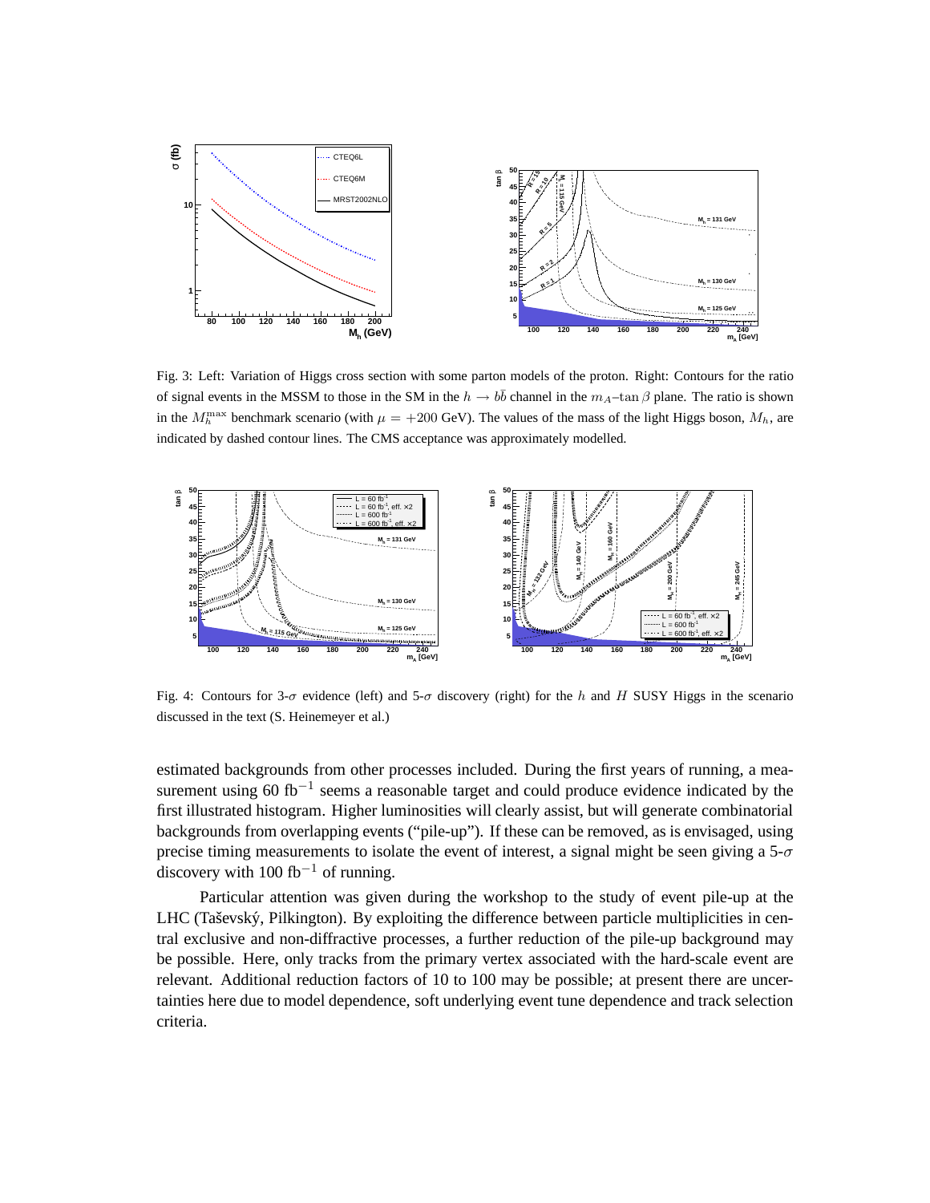Fig. 3: Left: Variation of Higgs cross section with some parton models of the proton. Right: Contours for the ratio of signal events in the MSSM to those in the SM in the $h \to b\bar{b}$ channel in the $m_A$–$\tan\beta$ plane. The ratio is shown in the $M_h^{\max}$ benchmark scenario (with $\mu = +200$ GeV). The values of the mass of the light Higgs boson, $M_h$, are indicated by dashed contour lines. The CMS acceptance was approximately modelled.

Fig. 4: Contours for 3-$\sigma$ evidence (left) and 5-$\sigma$ discovery (right) for the $h$ and $H$ SUSY Higgs in the scenario discussed in the text (S. Heinemeyer et al.)

estimated backgrounds from other processes included. During the first years of running, a measurement using 60 fb$^{-1}$ seems a reasonable target and could produce evidence indicated by the first illustrated histogram. Higher luminosities will clearly assist, but will generate combinatorial backgrounds from overlapping events ("pile-up"). If these can be removed, as is envisaged, using precise timing measurements to isolate the event of interest, a signal might be seen giving a 5-$\sigma$ discovery with 100 fb$^{-1}$ of running.

Particular attention was given during the workshop to the study of event pile-up at the LHC (Taševský, Pilkington). By exploiting the difference between particle multiplicities in central exclusive and non-diffractive processes, a further reduction of the pile-up background may be possible. Here, only tracks from the primary vertex associated with the hard-scale event are relevant. Additional reduction factors of 10 to 100 may be possible; at present there are uncertainties here due to model dependence, soft underlying event tune dependence and track selection criteria.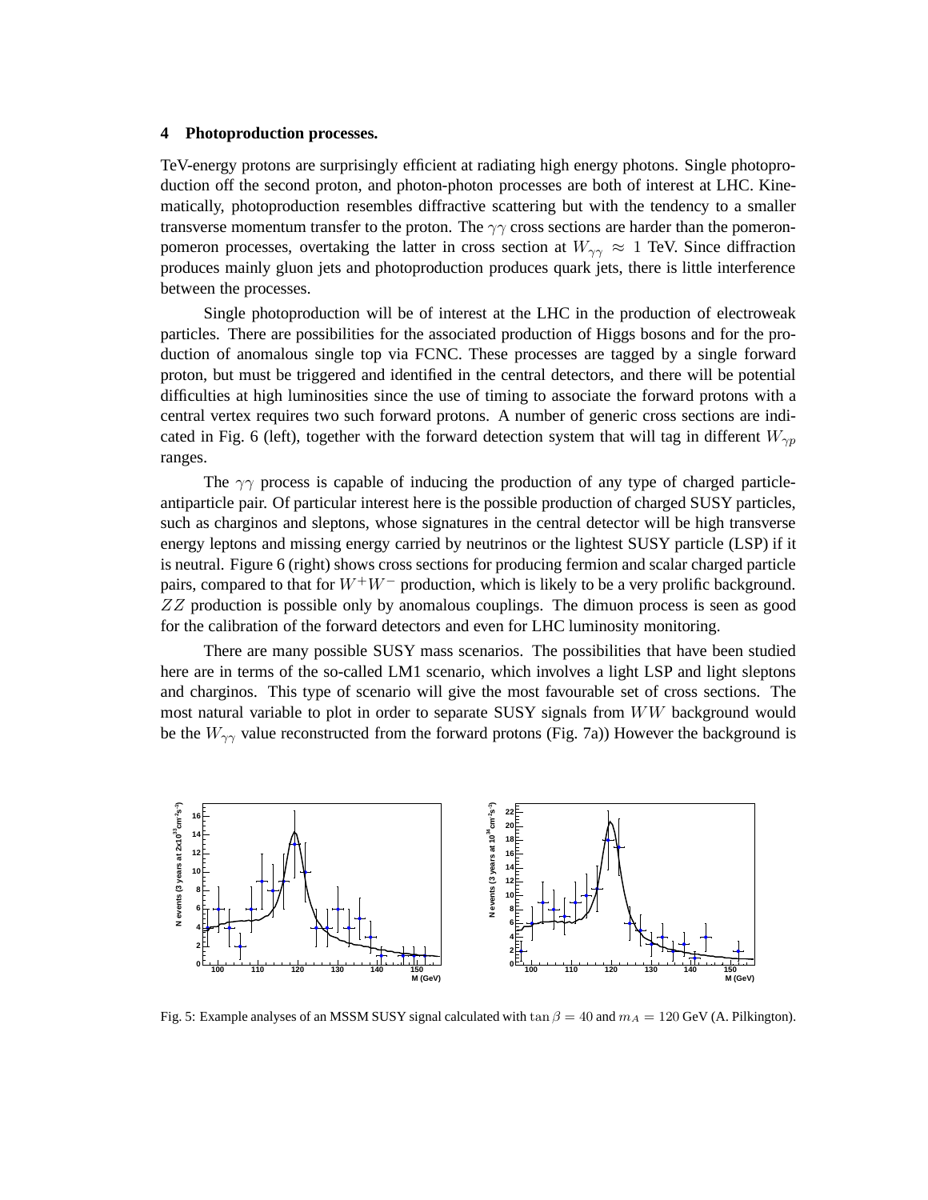## 4 Photoproduction processes.

TeV-energy protons are surprisingly efficient at radiating high energy photons. Single photoproduction off the second proton, and photon-photon processes are both of interest at LHC. Kinematically, photoproduction resembles diffractive scattering but with the tendency to a smaller transverse momentum transfer to the proton. The $\gamma\gamma$ cross sections are harder than the pomeron-pomeron processes, overtaking the latter in cross section at $W_{\gamma\gamma} \approx 1$ TeV. Since diffraction produces mainly gluon jets and photoproduction produces quark jets, there is little interference between the processes.

Single photoproduction will be of interest at the LHC in the production of electroweak particles. There are possibilities for the associated production of Higgs bosons and for the production of anomalous single top via FCNC. These processes are tagged by a single forward proton, but must be triggered and identified in the central detectors, and there will be potential difficulties at high luminosities since the use of timing to associate the forward protons with a central vertex requires two such forward protons. A number of generic cross sections are indicated in Fig. 6 (left), together with the forward detection system that will tag in different $W_{\gamma p}$ ranges.

The $\gamma\gamma$ process is capable of inducing the production of any type of charged particle-antiparticle pair. Of particular interest here is the possible production of charged SUSY particles, such as charginos and sleptons, whose signatures in the central detector will be high transverse energy leptons and missing energy carried by neutrinos or the lightest SUSY particle (LSP) if it is neutral. Figure 6 (right) shows cross sections for producing fermion and scalar charged particle pairs, compared to that for $W^+W^-$ production, which is likely to be a very prolific background. $ZZ$ production is possible only by anomalous couplings. The dimuon process is seen as good for the calibration of the forward detectors and even for LHC luminosity monitoring.

There are many possible SUSY mass scenarios. The possibilities that have been studied here are in terms of the so-called LM1 scenario, which involves a light LSP and light sleptons and charginos. This type of scenario will give the most favourable set of cross sections. The most natural variable to plot in order to separate SUSY signals from $WW$ background would be the $W_{\gamma\gamma}$ value reconstructed from the forward protons (Fig. 7a)) However the background is

Fig. 5: Example analyses of an MSSM SUSY signal calculated with $\tan\beta = 40$ and $m_A = 120$ GeV (A. Pilkington).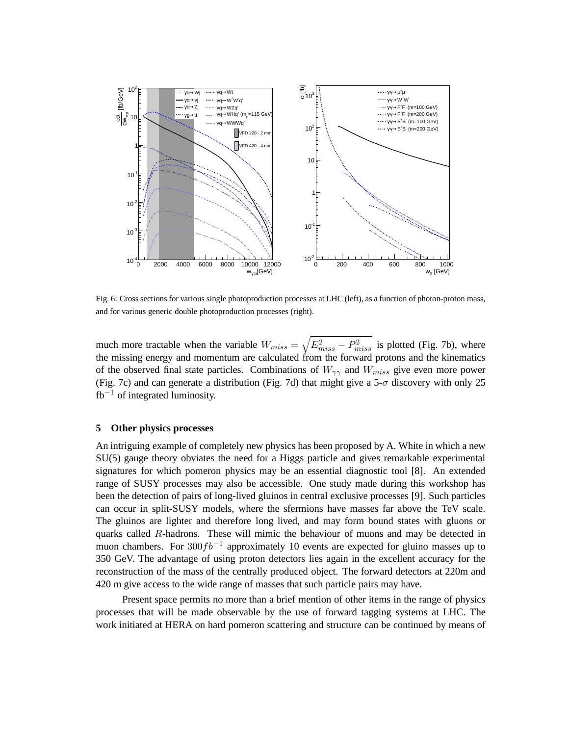Fig. 6: Cross sections for various single photoproduction processes at LHC (left), as a function of photon-proton mass, and for various generic double photoproduction processes (right).

much more tractable when the variable $W_{miss} = \sqrt{E_{miss}^2 - P_{miss}^2}$ is plotted (Fig. 7b), where the missing energy and momentum are calculated from the forward protons and the kinematics of the observed final state particles. Combinations of $W_{\gamma\gamma}$ and $W_{miss}$ give even more power (Fig. 7c) and can generate a distribution (Fig. 7d) that might give a 5-$\sigma$ discovery with only 25 fb$^{-1}$ of integrated luminosity.

## 5 Other physics processes

An intriguing example of completely new physics has been proposed by A. White in which a new SU(5) gauge theory obviates the need for a Higgs particle and gives remarkable experimental signatures for which pomeron physics may be an essential diagnostic tool [8]. An extended range of SUSY processes may also be accessible. One study made during this workshop has been the detection of pairs of long-lived gluinos in central exclusive processes [9]. Such particles can occur in split-SUSY models, where the sfermions have masses far above the TeV scale. The gluinos are lighter and therefore long lived, and may form bound states with gluons or quarks called $R$-hadrons. These will mimic the behaviour of muons and may be detected in muon chambers. For $300 fb^{-1}$ approximately 10 events are expected for gluino masses up to 350 GeV. The advantage of using proton detectors lies again in the excellent accuracy for the reconstruction of the mass of the centrally produced object. The forward detectors at 220m and 420 m give access to the wide range of masses that such particle pairs may have.

Present space permits no more than a brief mention of other items in the range of physics processes that will be made observable by the use of forward tagging systems at LHC. The work initiated at HERA on hard pomeron scattering and structure can be continued by means of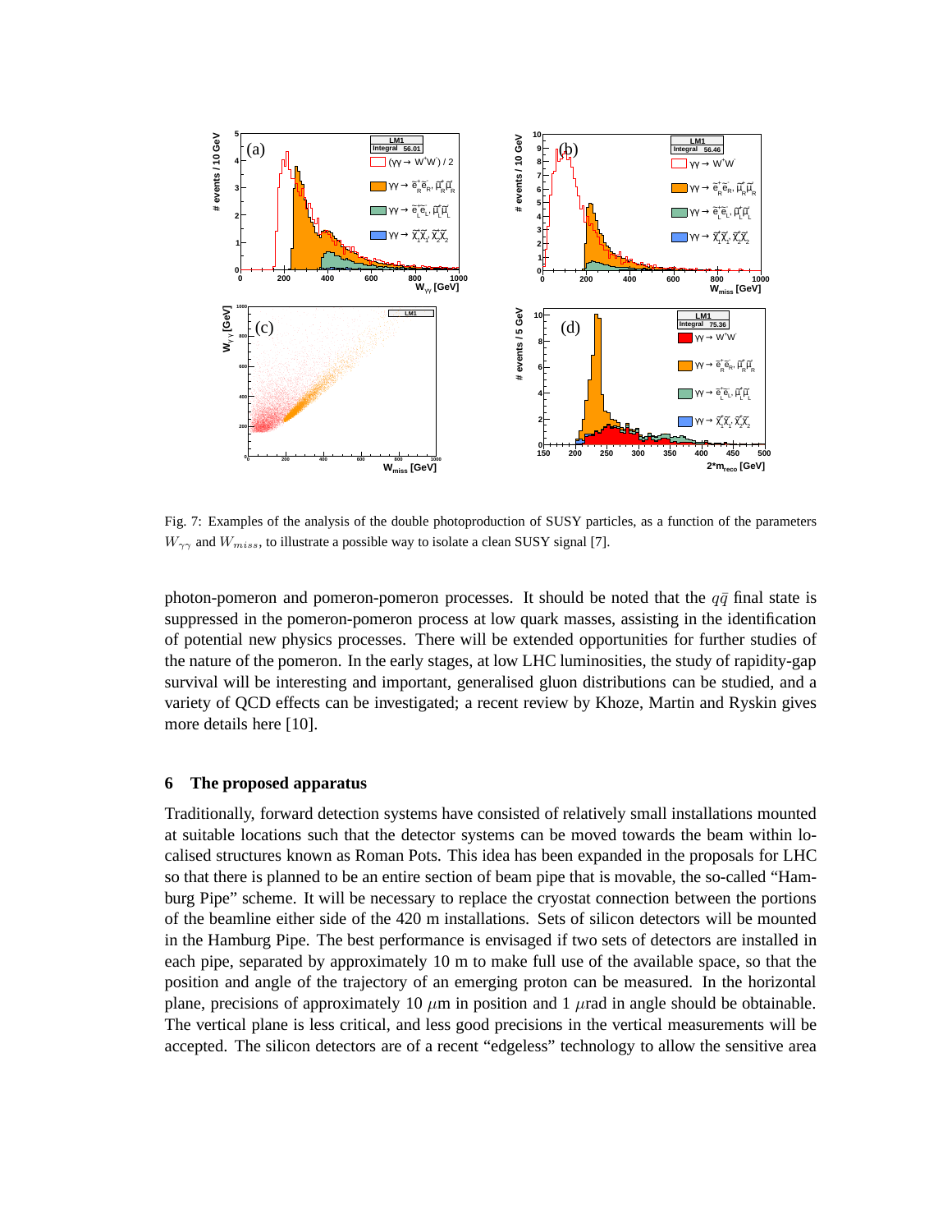Fig. 7: Examples of the analysis of the double photoproduction of SUSY particles, as a function of the parameters $W_{\gamma\gamma}$ and $W_{miss}$, to illustrate a possible way to isolate a clean SUSY signal [7].

photon-pomeron and pomeron-pomeron processes. It should be noted that the $q\bar{q}$ final state is suppressed in the pomeron-pomeron process at low quark masses, assisting in the identification of potential new physics processes. There will be extended opportunities for further studies of the nature of the pomeron. In the early stages, at low LHC luminosities, the study of rapidity-gap survival will be interesting and important, generalised gluon distributions can be studied, and a variety of QCD effects can be investigated; a recent review by Khoze, Martin and Ryskin gives more details here [10].

### 6 The proposed apparatus

Traditionally, forward detection systems have consisted of relatively small installations mounted at suitable locations such that the detector systems can be moved towards the beam within localised structures known as Roman Pots. This idea has been expanded in the proposals for LHC so that there is planned to be an entire section of beam pipe that is movable, the so-called "Hamburg Pipe" scheme. It will be necessary to replace the cryostat connection between the portions of the beamline either side of the 420 m installations. Sets of silicon detectors will be mounted in the Hamburg Pipe. The best performance is envisaged if two sets of detectors are installed in each pipe, separated by approximately 10 m to make full use of the available space, so that the position and angle of the trajectory of an emerging proton can be measured. In the horizontal plane, precisions of approximately 10 $\mu$m in position and 1 $\mu$rad in angle should be obtainable. The vertical plane is less critical, and less good precisions in the vertical measurements will be accepted. The silicon detectors are of a recent "edgeless" technology to allow the sensitive area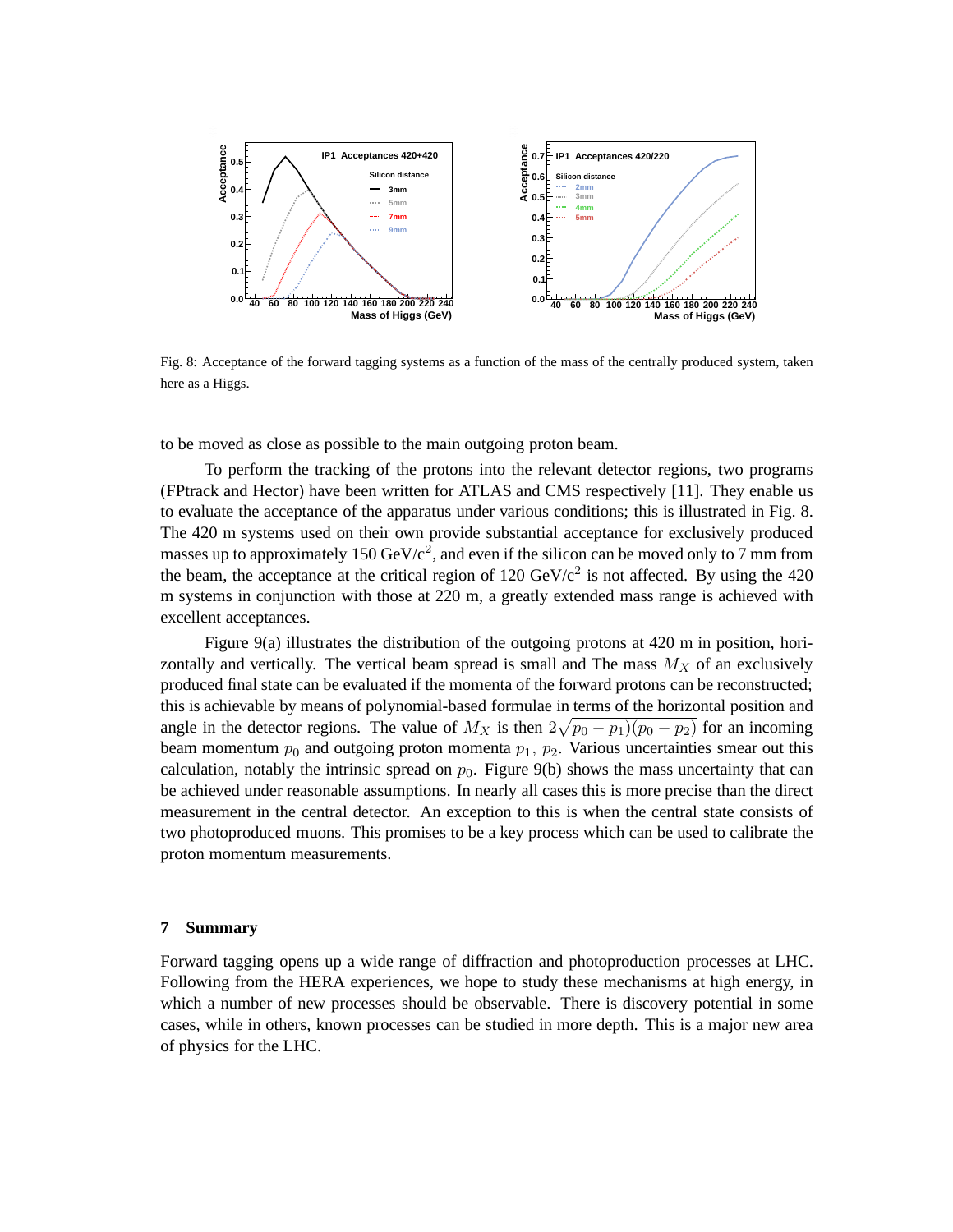Fig. 8: Acceptance of the forward tagging systems as a function of the mass of the centrally produced system, taken here as a Higgs.

to be moved as close as possible to the main outgoing proton beam.

To perform the tracking of the protons into the relevant detector regions, two programs (FPtrack and Hector) have been written for ATLAS and CMS respectively [11]. They enable us to evaluate the acceptance of the apparatus under various conditions; this is illustrated in Fig. 8. The 420 m systems used on their own provide substantial acceptance for exclusively produced masses up to approximately 150 GeV/c$^2$, and even if the silicon can be moved only to 7 mm from the beam, the acceptance at the critical region of 120 GeV/c$^2$ is not affected. By using the 420 m systems in conjunction with those at 220 m, a greatly extended mass range is achieved with excellent acceptances.

Figure 9(a) illustrates the distribution of the outgoing protons at 420 m in position, horizontally and vertically. The vertical beam spread is small and The mass $M_X$ of an exclusively produced final state can be evaluated if the momenta of the forward protons can be reconstructed; this is achievable by means of polynomial-based formulae in terms of the horizontal position and angle in the detector regions. The value of $M_X$ is then $2\sqrt{p_0 - p_1)(p_0 - p_2)}$ for an incoming beam momentum $p_0$ and outgoing proton momenta $p_1$, $p_2$. Various uncertainties smear out this calculation, notably the intrinsic spread on $p_0$. Figure 9(b) shows the mass uncertainty that can be achieved under reasonable assumptions. In nearly all cases this is more precise than the direct measurement in the central detector. An exception to this is when the central state consists of two photoproduced muons. This promises to be a key process which can be used to calibrate the proton momentum measurements.

## 7 Summary

Forward tagging opens up a wide range of diffraction and photoproduction processes at LHC. Following from the HERA experiences, we hope to study these mechanisms at high energy, in which a number of new processes should be observable. There is discovery potential in some cases, while in others, known processes can be studied in more depth. This is a major new area of physics for the LHC.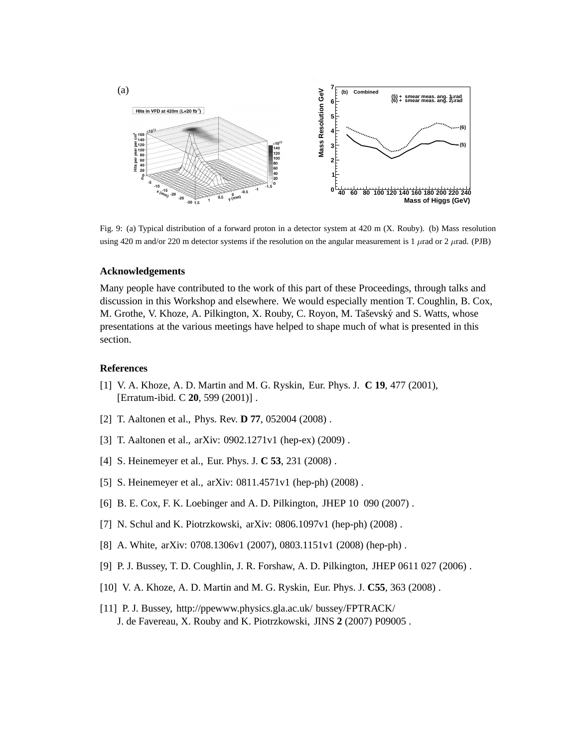(a)

Hits in VFD at 420m (L=20 fb$^{-1}$)

(b) Combined

(5) + smear meas. ang. 1$\mu$rad
(6) + smear meas. ang. 2$\mu$rad

Mass Resolution GeV

Mass of Higgs (GeV)

Fig. 9: (a) Typical distribution of a forward proton in a detector system at 420 m (X. Rouby). (b) Mass resolution using 420 m and/or 220 m detector systems if the resolution on the angular measurement is 1 $\mu$rad or 2 $\mu$rad. (PJB)

## Acknowledgements

Many people have contributed to the work of this part of these Proceedings, through talks and discussion in this Workshop and elsewhere. We would especially mention T. Coughlin, B. Cox, M. Grothe, V. Khoze, A. Pilkington, X. Rouby, C. Royon, M. Taševský and S. Watts, whose presentations at the various meetings have helped to shape much of what is presented in this section.

## References

[1] V. A. Khoze, A. D. Martin and M. G. Ryskin, Eur. Phys. J. **C 19**, 477 (2001), [Erratum-ibid. C **20**, 599 (2001)] .

[2] T. Aaltonen et al., Phys. Rev. **D 77**, 052004 (2008) .

[3] T. Aaltonen et al., arXiv: 0902.1271v1 (hep-ex) (2009) .

[4] S. Heinemeyer et al., Eur. Phys. J. **C 53**, 231 (2008) .

[5] S. Heinemeyer et al., arXiv: 0811.4571v1 (hep-ph) (2008) .

[6] B. E. Cox, F. K. Loebinger and A. D. Pilkington, JHEP 10 090 (2007) .

[7] N. Schul and K. Piotrzkowski, arXiv: 0806.1097v1 (hep-ph) (2008) .

[8] A. White, arXiv: 0708.1306v1 (2007), 0803.1151v1 (2008) (hep-ph) .

[9] P. J. Bussey, T. D. Coughlin, J. R. Forshaw, A. D. Pilkington, JHEP 0611 027 (2006) .

[10] V. A. Khoze, A. D. Martin and M. G. Ryskin, Eur. Phys. J. **C55**, 363 (2008) .

[11] P. J. Bussey, http://ppewww.physics.gla.ac.uk/ bussey/FPTRACK/
J. de Favereau, X. Rouby and K. Piotrzkowski, JINS **2** (2007) P09005 .